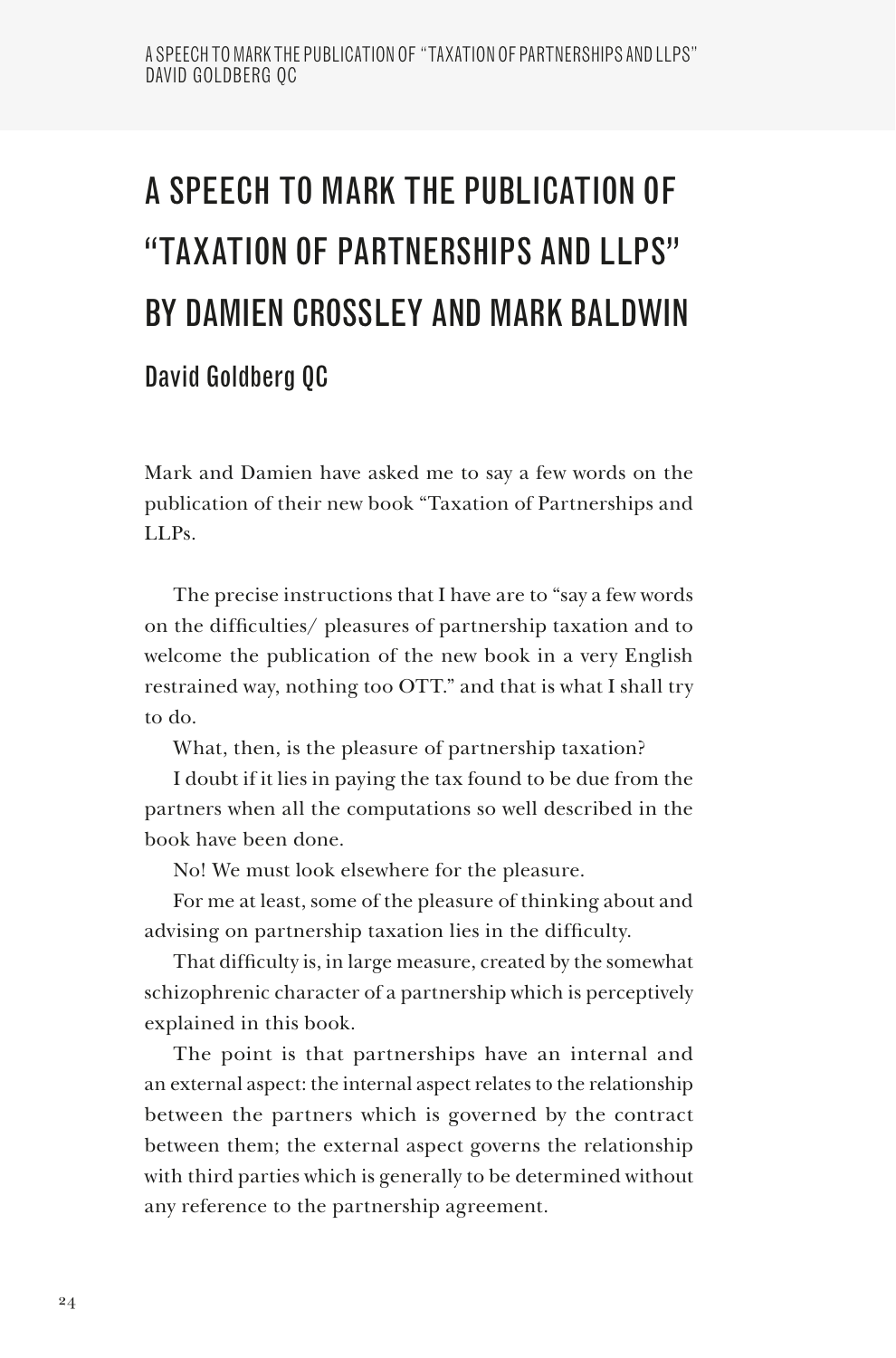# A SPEECH TO MARK THE PUBLICATION OF "TAXATION OF PARTNERSHIPS AND LLPS" BY DAMIEN CROSSLEY AND MARK BALDWIN

## David Goldberg QC

Mark and Damien have asked me to say a few words on the publication of their new book "Taxation of Partnerships and LLPs.

The precise instructions that I have are to "say a few words on the difficulties/ pleasures of partnership taxation and to welcome the publication of the new book in a very English restrained way, nothing too OTT." and that is what I shall try to do.

What, then, is the pleasure of partnership taxation?

I doubt if it lies in paying the tax found to be due from the partners when all the computations so well described in the book have been done.

No! We must look elsewhere for the pleasure.

For me at least, some of the pleasure of thinking about and advising on partnership taxation lies in the difficulty.

That difficulty is, in large measure, created by the somewhat schizophrenic character of a partnership which is perceptively explained in this book.

The point is that partnerships have an internal and an external aspect: the internal aspect relates to the relationship between the partners which is governed by the contract between them; the external aspect governs the relationship with third parties which is generally to be determined without any reference to the partnership agreement.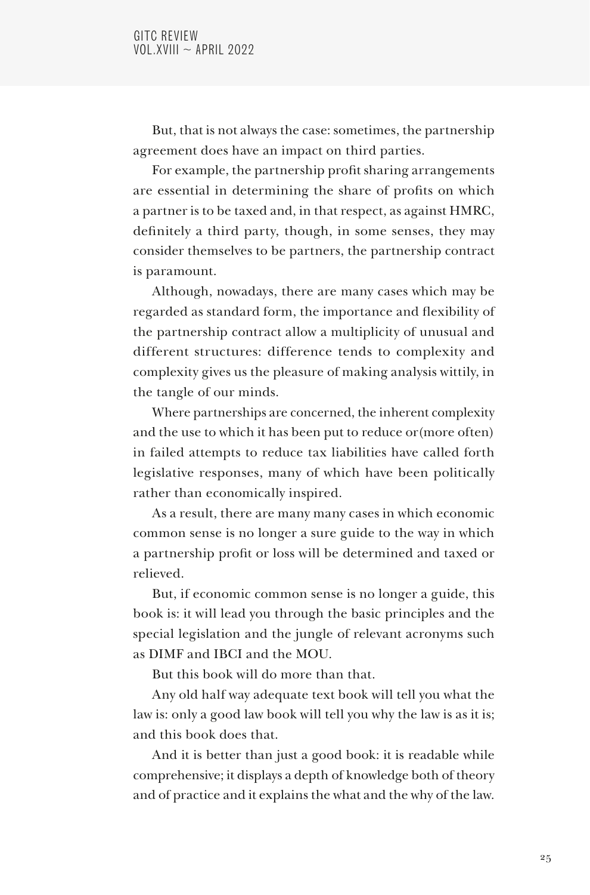But, that is not always the case: sometimes, the partnership agreement does have an impact on third parties.

For example, the partnership profit sharing arrangements are essential in determining the share of profits on which a partner is to be taxed and, in that respect, as against HMRC, definitely a third party, though, in some senses, they may consider themselves to be partners, the partnership contract is paramount.

Although, nowadays, there are many cases which may be regarded as standard form, the importance and flexibility of the partnership contract allow a multiplicity of unusual and different structures: difference tends to complexity and complexity gives us the pleasure of making analysis wittily, in the tangle of our minds.

Where partnerships are concerned, the inherent complexity and the use to which it has been put to reduce or(more often) in failed attempts to reduce tax liabilities have called forth legislative responses, many of which have been politically rather than economically inspired.

As a result, there are many many cases in which economic common sense is no longer a sure guide to the way in which a partnership profit or loss will be determined and taxed or relieved.

But, if economic common sense is no longer a guide, this book is: it will lead you through the basic principles and the special legislation and the jungle of relevant acronyms such as DIMF and IBCI and the MOU.

But this book will do more than that.

Any old half way adequate text book will tell you what the law is: only a good law book will tell you why the law is as it is; and this book does that.

And it is better than just a good book: it is readable while comprehensive; it displays a depth of knowledge both of theory and of practice and it explains the what and the why of the law.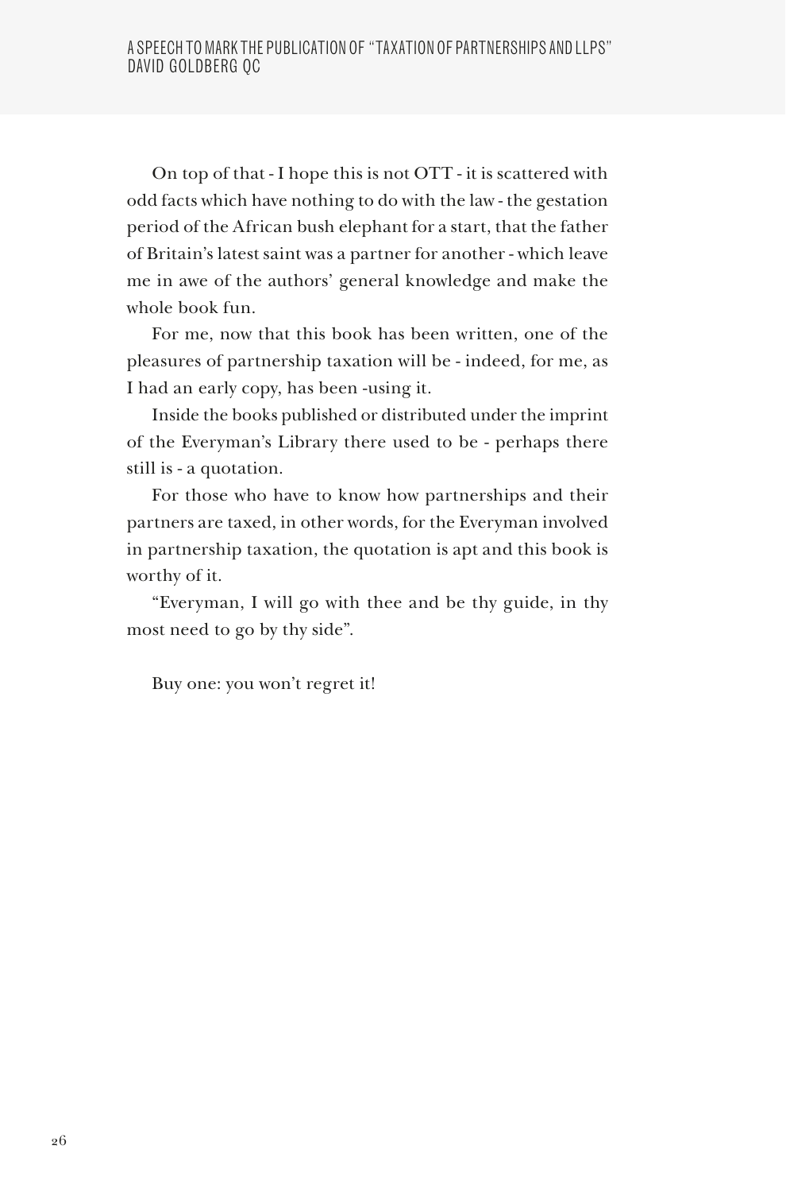On top of that - I hope this is not OTT - it is scattered with odd facts which have nothing to do with the law - the gestation period of the African bush elephant for a start, that the father of Britain's latest saint was a partner for another - which leave me in awe of the authors' general knowledge and make the whole book fun.

For me, now that this book has been written, one of the pleasures of partnership taxation will be - indeed, for me, as I had an early copy, has been -using it.

Inside the books published or distributed under the imprint of the Everyman's Library there used to be - perhaps there still is - a quotation.

For those who have to know how partnerships and their partners are taxed, in other words, for the Everyman involved in partnership taxation, the quotation is apt and this book is worthy of it.

"Everyman, I will go with thee and be thy guide, in thy most need to go by thy side".

Buy one: you won't regret it!